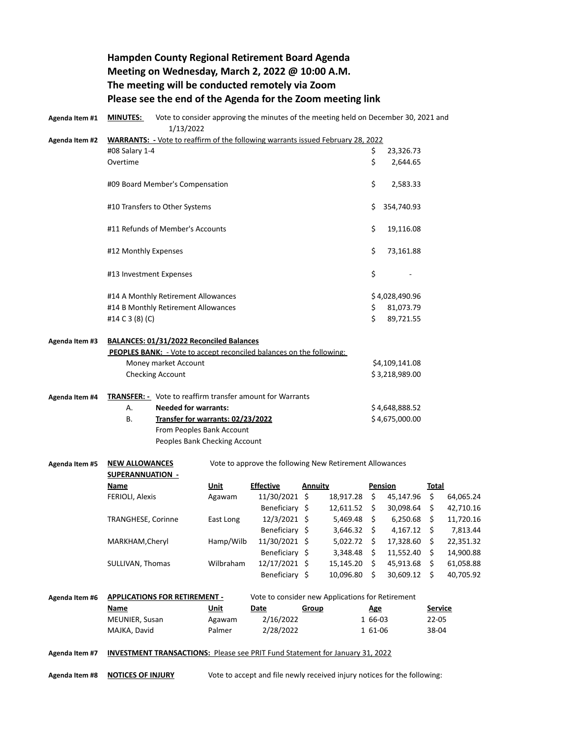# Hampden County Regional Retirement Board Agenda
# Meeting on Wednesday, March 2, 2022 @ 10:00 A.M.
# The meeting will be conducted remotely via Zoom
# Please see the end of the Agenda for the Zoom meeting link

**Agenda Item #1** **MINUTES:** Vote to consider approving the minutes of the meeting held on December 30, 2021 and 1/13/2022

**Agenda Item #2** **WARRANTS: -** Vote to reaffirm of the following warrants issued February 28, 2022

| | |
|---|---|
| #08 Salary 1-4 | $ 23,326.73 |
| Overtime | $ 2,644.65 |
| #09 Board Member's Compensation | $ 2,583.33 |
| #10 Transfers to Other Systems | $ 354,740.93 |
| #11 Refunds of Member's Accounts | $ 19,116.08 |
| #12 Monthly Expenses | $ 73,161.88 |
| #13 Investment Expenses | $ - |
| #14 A Monthly Retirement Allowances | $ 4,028,490.96 |
| #14 B Monthly Retirement Allowances | $ 81,073.79 |
| #14 C 3 (8) (C) | $ 89,721.55 |

**Agenda Item #3** **BALANCES: 01/31/2022 Reconciled Balances**

**PEOPLES BANK:** - Vote to accept reconciled balances on the following:

| | |
|---|---|
| Money market Account | $4,109,141.08 |
| Checking Account | $ 3,218,989.00 |

**Agenda Item #4** **TRANSFER: -** Vote to reaffirm transfer amount for Warrants

| | | |
|---|---|---|
| A. | **Needed for warrants:** | $ 4,648,888.52 |
| B. | **Transfer for warrants: 02/23/2022** | $ 4,675,000.00 |
| | From Peoples Bank Account | |
| | Peoples Bank Checking Account | |

**Agenda Item #5** **NEW ALLOWANCES** Vote to approve the following New Retirement Allowances

**SUPERANNUATION -**

| Name | Unit | Effective | Annuity | Pension | Total |
|---|---|---|---|---|---|
| FERIOLI, Alexis | Agawam | 11/30/2021 | $ 18,917.28 | $ 45,147.96 | $ 64,065.24 |
| | | Beneficiary | $ 12,611.52 | $ 30,098.64 | $ 42,710.16 |
| TRANGHESE, Corinne | East Long | 12/3/2021 | $ 5,469.48 | $ 6,250.68 | $ 11,720.16 |
| | | Beneficiary | $ 3,646.32 | $ 4,167.12 | $ 7,813.44 |
| MARKHAM,Cheryl | Hamp/Wilb | 11/30/2021 | $ 5,022.72 | $ 17,328.60 | $ 22,351.32 |
| | | Beneficiary | $ 3,348.48 | $ 11,552.40 | $ 14,900.88 |
| SULLIVAN, Thomas | Wilbraham | 12/17/2021 | $ 15,145.20 | $ 45,913.68 | $ 61,058.88 |
| | | Beneficiary | $ 10,096.80 | $ 30,609.12 | $ 40,705.92 |

**Agenda Item #6** **APPLICATIONS FOR RETIREMENT -** Vote to consider new Applications for Retirement

| Name | Unit | Date | Group | Age | Service |
|---|---|---|---|---|---|
| MEUNIER, Susan | Agawam | 2/16/2022 | 1 | 66-03 | 22-05 |
| MAJKA, David | Palmer | 2/28/2022 | 1 | 61-06 | 38-04 |

**Agenda Item #7** **INVESTMENT TRANSACTIONS:** Please see PRIT Fund Statement for January 31, 2022

**Agenda Item #8** **NOTICES OF INJURY** Vote to accept and file newly received injury notices for the following: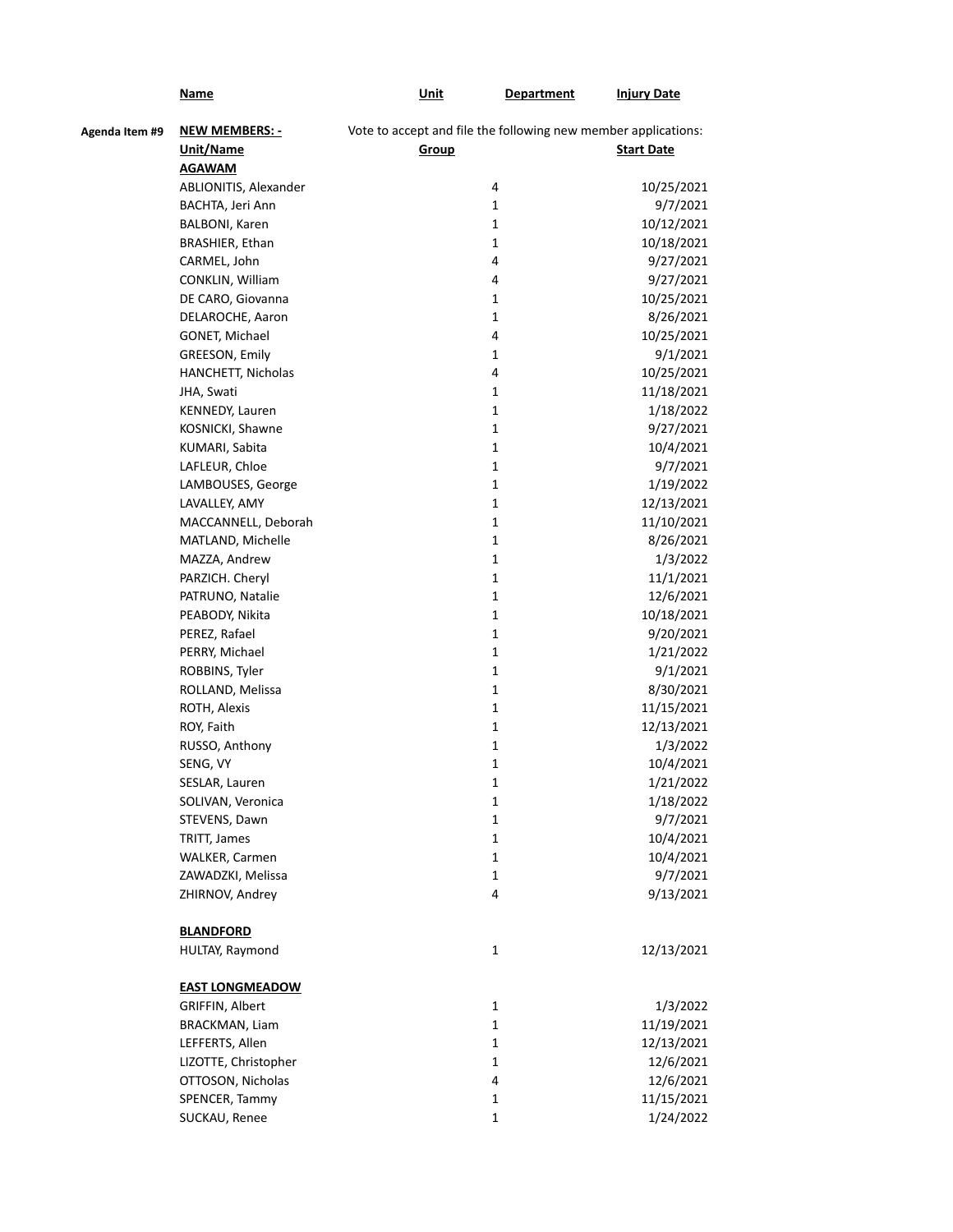| | Name | Unit | Department | Injury Date |
|---|---|---|---|---|
| **Agenda Item #9** | **NEW MEMBERS: -** | Vote to accept and file the following new member applications: | | |
| | **Unit/Name** | **Group** | | **Start Date** |
| | **AGAWAM** | | | |
| | ABLIONITIS, Alexander | 4 | | 10/25/2021 |
| | BACHTA, Jeri Ann | 1 | | 9/7/2021 |
| | BALBONI, Karen | 1 | | 10/12/2021 |
| | BRASHIER, Ethan | 1 | | 10/18/2021 |
| | CARMEL, John | 4 | | 9/27/2021 |
| | CONKLIN, William | 4 | | 9/27/2021 |
| | DE CARO, Giovanna | 1 | | 10/25/2021 |
| | DELAROCHE, Aaron | 1 | | 8/26/2021 |
| | GONET, Michael | 4 | | 10/25/2021 |
| | GREESON, Emily | 1 | | 9/1/2021 |
| | HANCHETT, Nicholas | 4 | | 10/25/2021 |
| | JHA, Swati | 1 | | 11/18/2021 |
| | KENNEDY, Lauren | 1 | | 1/18/2022 |
| | KOSNICKI, Shawne | 1 | | 9/27/2021 |
| | KUMARI, Sabita | 1 | | 10/4/2021 |
| | LAFLEUR, Chloe | 1 | | 9/7/2021 |
| | LAMBOUSES, George | 1 | | 1/19/2022 |
| | LAVALLEY, AMY | 1 | | 12/13/2021 |
| | MACCANNELL, Deborah | 1 | | 11/10/2021 |
| | MATLAND, Michelle | 1 | | 8/26/2021 |
| | MAZZA, Andrew | 1 | | 1/3/2022 |
| | PARZICH. Cheryl | 1 | | 11/1/2021 |
| | PATRUNO, Natalie | 1 | | 12/6/2021 |
| | PEABODY, Nikita | 1 | | 10/18/2021 |
| | PEREZ, Rafael | 1 | | 9/20/2021 |
| | PERRY, Michael | 1 | | 1/21/2022 |
| | ROBBINS, Tyler | 1 | | 9/1/2021 |
| | ROLLAND, Melissa | 1 | | 8/30/2021 |
| | ROTH, Alexis | 1 | | 11/15/2021 |
| | ROY, Faith | 1 | | 12/13/2021 |
| | RUSSO, Anthony | 1 | | 1/3/2022 |
| | SENG, VY | 1 | | 10/4/2021 |
| | SESLAR, Lauren | 1 | | 1/21/2022 |
| | SOLIVAN, Veronica | 1 | | 1/18/2022 |
| | STEVENS, Dawn | 1 | | 9/7/2021 |
| | TRITT, James | 1 | | 10/4/2021 |
| | WALKER, Carmen | 1 | | 10/4/2021 |
| | ZAWADZKI, Melissa | 1 | | 9/7/2021 |
| | ZHIRNOV, Andrey | 4 | | 9/13/2021 |
| | | | | |
| | **BLANDFORD** | | | |
| | HULTAY, Raymond | 1 | | 12/13/2021 |
| | | | | |
| | **EAST LONGMEADOW** | | | |
| | GRIFFIN, Albert | 1 | | 1/3/2022 |
| | BRACKMAN, Liam | 1 | | 11/19/2021 |
| | LEFFERTS, Allen | 1 | | 12/13/2021 |
| | LIZOTTE, Christopher | 1 | | 12/6/2021 |
| | OTTOSON, Nicholas | 4 | | 12/6/2021 |
| | SPENCER, Tammy | 1 | | 11/15/2021 |
| | SUCKAU, Renee | 1 | | 1/24/2022 |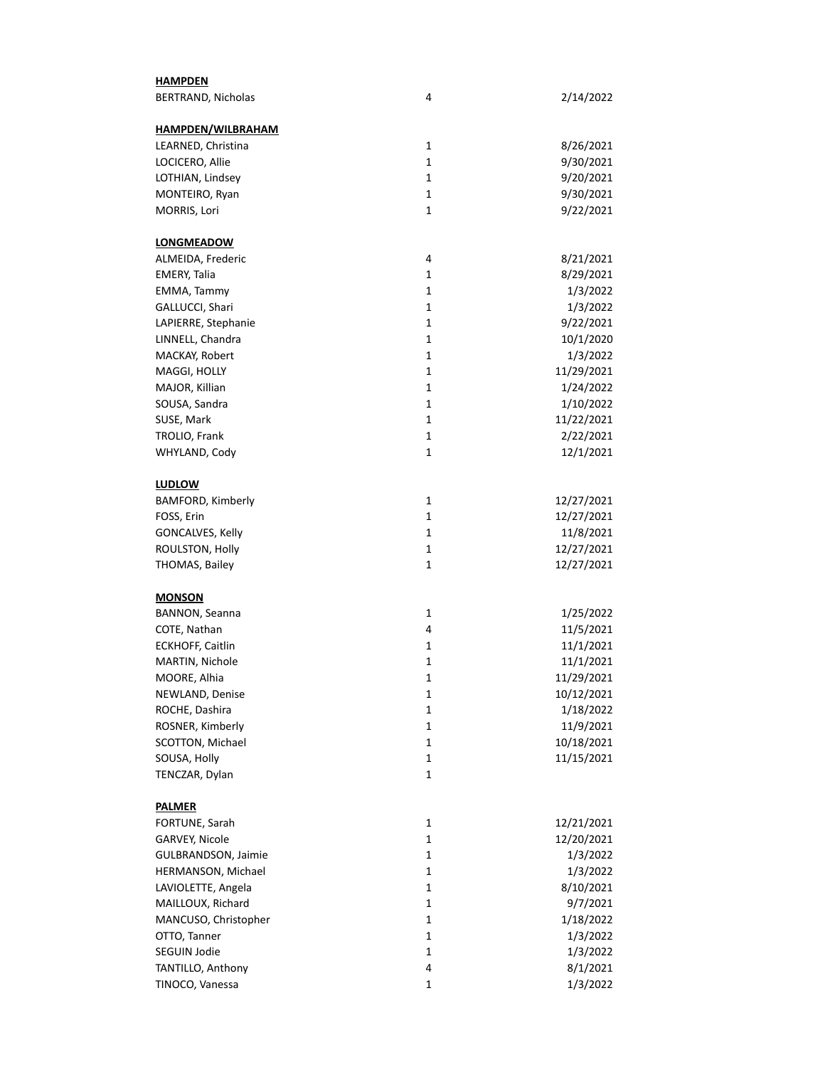**HAMPDEN**

| | | |
|---|---|---|
| BERTRAND, Nicholas | 4 | 2/14/2022 |

**HAMPDEN/WILBRAHAM**

| | | |
|---|---|---|
| LEARNED, Christina | 1 | 8/26/2021 |
| LOCICERO, Allie | 1 | 9/30/2021 |
| LOTHIAN, Lindsey | 1 | 9/20/2021 |
| MONTEIRO, Ryan | 1 | 9/30/2021 |
| MORRIS, Lori | 1 | 9/22/2021 |

**LONGMEADOW**

| | | |
|---|---|---|
| ALMEIDA, Frederic | 4 | 8/21/2021 |
| EMERY, Talia | 1 | 8/29/2021 |
| EMMA, Tammy | 1 | 1/3/2022 |
| GALLUCCI, Shari | 1 | 1/3/2022 |
| LAPIERRE, Stephanie | 1 | 9/22/2021 |
| LINNELL, Chandra | 1 | 10/1/2020 |
| MACKAY, Robert | 1 | 1/3/2022 |
| MAGGI, HOLLY | 1 | 11/29/2021 |
| MAJOR, Killian | 1 | 1/24/2022 |
| SOUSA, Sandra | 1 | 1/10/2022 |
| SUSE, Mark | 1 | 11/22/2021 |
| TROLIO, Frank | 1 | 2/22/2021 |
| WHYLAND, Cody | 1 | 12/1/2021 |

**LUDLOW**

| | | |
|---|---|---|
| BAMFORD, Kimberly | 1 | 12/27/2021 |
| FOSS, Erin | 1 | 12/27/2021 |
| GONCALVES, Kelly | 1 | 11/8/2021 |
| ROULSTON, Holly | 1 | 12/27/2021 |
| THOMAS, Bailey | 1 | 12/27/2021 |

**MONSON**

| | | |
|---|---|---|
| BANNON, Seanna | 1 | 1/25/2022 |
| COTE, Nathan | 4 | 11/5/2021 |
| ECKHOFF, Caitlin | 1 | 11/1/2021 |
| MARTIN, Nichole | 1 | 11/1/2021 |
| MOORE, Alhia | 1 | 11/29/2021 |
| NEWLAND, Denise | 1 | 10/12/2021 |
| ROCHE, Dashira | 1 | 1/18/2022 |
| ROSNER, Kimberly | 1 | 11/9/2021 |
| SCOTTON, Michael | 1 | 10/18/2021 |
| SOUSA, Holly | 1 | 11/15/2021 |
| TENCZAR, Dylan | 1 | |

**PALMER**

| | | |
|---|---|---|
| FORTUNE, Sarah | 1 | 12/21/2021 |
| GARVEY, Nicole | 1 | 12/20/2021 |
| GULBRANDSON, Jaimie | 1 | 1/3/2022 |
| HERMANSON, Michael | 1 | 1/3/2022 |
| LAVIOLETTE, Angela | 1 | 8/10/2021 |
| MAILLOUX, Richard | 1 | 9/7/2021 |
| MANCUSO, Christopher | 1 | 1/18/2022 |
| OTTO, Tanner | 1 | 1/3/2022 |
| SEGUIN Jodie | 1 | 1/3/2022 |
| TANTILLO, Anthony | 4 | 8/1/2021 |
| TINOCO, Vanessa | 1 | 1/3/2022 |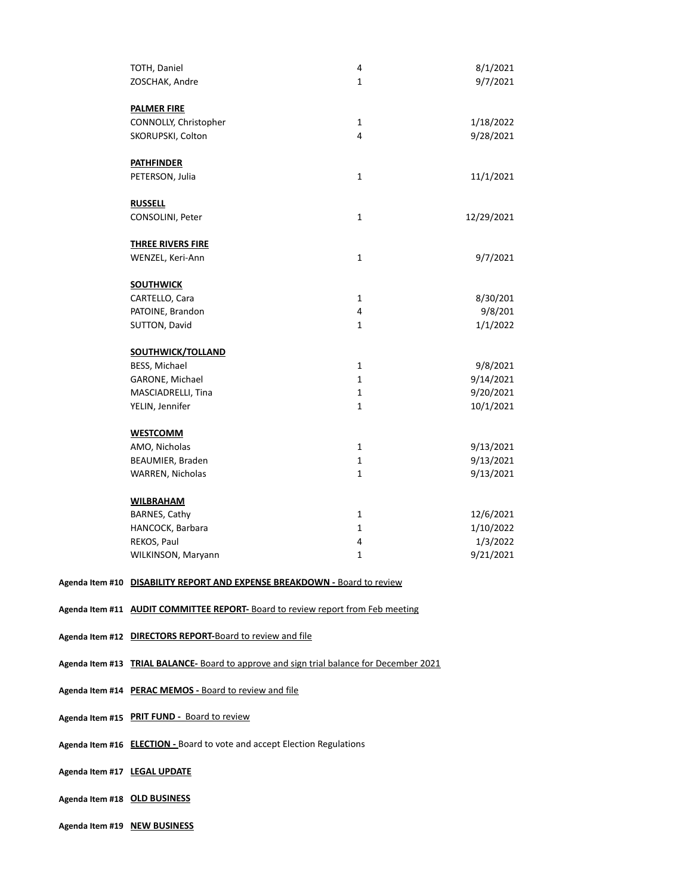| | | |
|---|---|---|
| TOTH, Daniel | 4 | 8/1/2021 |
| ZOSCHAK, Andre | 1 | 9/7/2021 |
| | | |
| **PALMER FIRE** | | |
| CONNOLLY, Christopher | 1 | 1/18/2022 |
| SKORUPSKI, Colton | 4 | 9/28/2021 |
| | | |
| **PATHFINDER** | | |
| PETERSON, Julia | 1 | 11/1/2021 |
| | | |
| **RUSSELL** | | |
| CONSOLINI, Peter | 1 | 12/29/2021 |
| | | |
| **THREE RIVERS FIRE** | | |
| WENZEL, Keri-Ann | 1 | 9/7/2021 |
| | | |
| **SOUTHWICK** | | |
| CARTELLO, Cara | 1 | 8/30/201 |
| PATOINE, Brandon | 4 | 9/8/201 |
| SUTTON, David | 1 | 1/1/2022 |
| | | |
| **SOUTHWICK/TOLLAND** | | |
| BESS, Michael | 1 | 9/8/2021 |
| GARONE, Michael | 1 | 9/14/2021 |
| MASCIADRELLI, Tina | 1 | 9/20/2021 |
| YELIN, Jennifer | 1 | 10/1/2021 |
| | | |
| **WESTCOMM** | | |
| AMO, Nicholas | 1 | 9/13/2021 |
| BEAUMIER, Braden | 1 | 9/13/2021 |
| WARREN, Nicholas | 1 | 9/13/2021 |
| | | |
| **WILBRAHAM** | | |
| BARNES, Cathy | 1 | 12/6/2021 |
| HANCOCK, Barbara | 1 | 1/10/2022 |
| REKOS, Paul | 4 | 1/3/2022 |
| WILKINSON, Maryann | 1 | 9/21/2021 |

**Agenda Item #10** **DISABILITY REPORT AND EXPENSE BREAKDOWN -** Board to review

**Agenda Item #11** **AUDIT COMMITTEE REPORT-** Board to review report from Feb meeting

**Agenda Item #12** **DIRECTORS REPORT-**Board to review and file

**Agenda Item #13** **TRIAL BALANCE-** Board to approve and sign trial balance for December 2021

**Agenda Item #14** **PERAC MEMOS -** Board to review and file

**Agenda Item #15** **PRIT FUND -** Board to review

**Agenda Item #16** **ELECTION -** Board to vote and accept Election Regulations

**Agenda Item #17** **LEGAL UPDATE**

**Agenda Item #18** **OLD BUSINESS**

**Agenda Item #19** **NEW BUSINESS**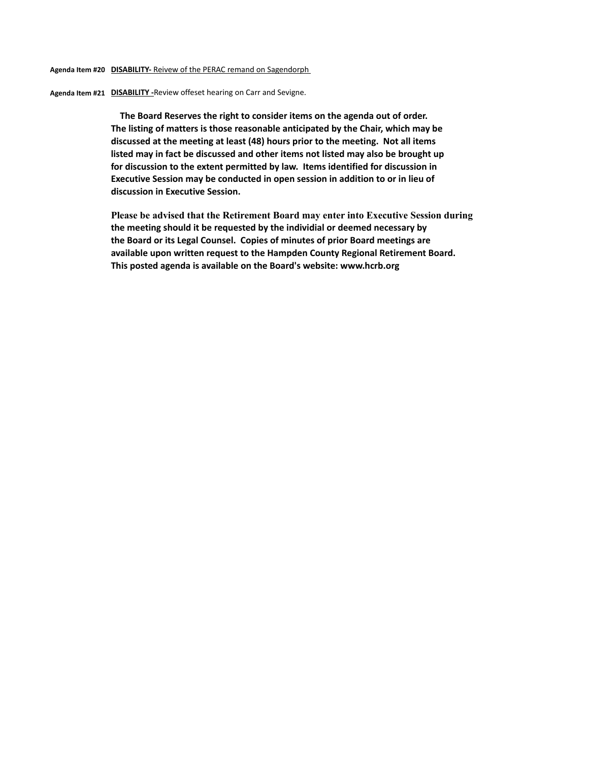**Agenda Item #20** **<u>DISABILITY-</u>** <u>Reivew of the PERAC remand on Sagendorph</u>

**Agenda Item #21** **<u>DISABILITY -</u>**Review offeset hearing on Carr and Sevigne.

**The Board Reserves the right to consider items on the agenda out of order. The listing of matters is those reasonable anticipated by the Chair, which may be discussed at the meeting at least (48) hours prior to the meeting. Not all items listed may in fact be discussed and other items not listed may also be brought up for discussion to the extent permitted by law. Items identified for discussion in Executive Session may be conducted in open session in addition to or in lieu of discussion in Executive Session.**

**Please be advised that the Retirement Board may enter into Executive Session during the meeting should it be requested by the individial or deemed necessary by the Board or its Legal Counsel. Copies of minutes of prior Board meetings are available upon written request to the Hampden County Regional Retirement Board. This posted agenda is available on the Board's website: www.hcrb.org**